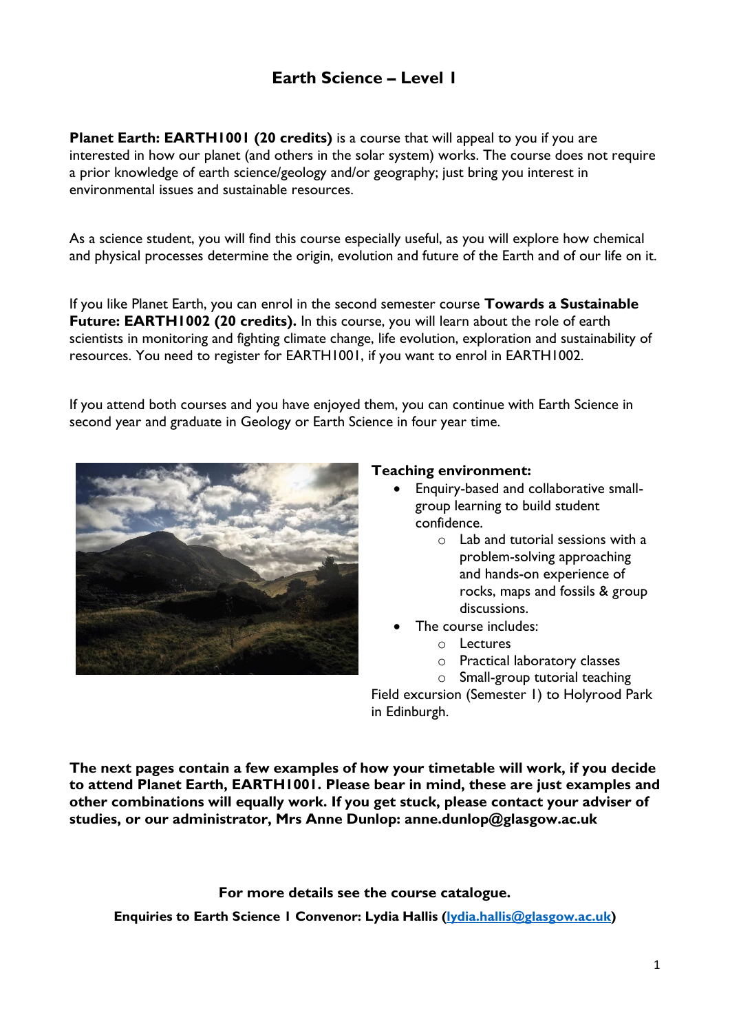# Earth Science – Level 1

**Planet Earth: EARTH1001 (20 credits)** is a course that will appeal to you if you are interested in how our planet (and others in the solar system) works. The course does not require a prior knowledge of earth science/geology and/or geography; just bring you interest in environmental issues and sustainable resources.

As a science student, you will find this course especially useful, as you will explore how chemical and physical processes determine the origin, evolution and future of the Earth and of our life on it.

If you like Planet Earth, you can enrol in the second semester course **Towards a Sustainable Future: EARTH1002 (20 credits).** In this course, you will learn about the role of earth scientists in monitoring and fighting climate change, life evolution, exploration and sustainability of resources. You need to register for EARTH1001, if you want to enrol in EARTH1002.

If you attend both courses and you have enjoyed them, you can continue with Earth Science in second year and graduate in Geology or Earth Science in four year time.

**Teaching environment:**

- Enquiry-based and collaborative small-group learning to build student confidence.
  - Lab and tutorial sessions with a problem-solving approaching and hands-on experience of rocks, maps and fossils & group discussions.
- The course includes:
  - Lectures
  - Practical laboratory classes
  - Small-group tutorial teaching

Field excursion (Semester 1) to Holyrood Park in Edinburgh.

**The next pages contain a few examples of how your timetable will work, if you decide to attend Planet Earth, EARTH1001. Please bear in mind, these are just examples and other combinations will equally work. If you get stuck, please contact your adviser of studies, or our administrator, Mrs Anne Dunlop: anne.dunlop@glasgow.ac.uk**

**For more details see the course catalogue.**

**Enquiries to Earth Science 1 Convenor: Lydia Hallis (lydia.hallis@glasgow.ac.uk)**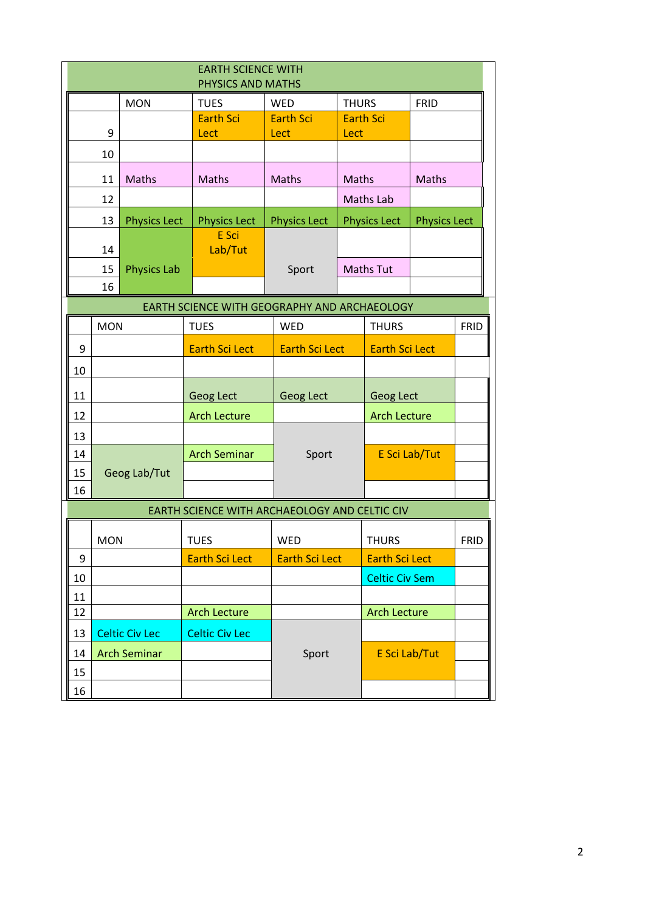## EARTH SCIENCE WITH PHYSICS AND MATHS

| | MON | TUES | WED | THURS | FRID |
|---|---|---|---|---|---|
| 9 | | Earth Sci Lect | Earth Sci Lect | Earth Sci Lect | |
| 10 | | | | | |
| 11 | Maths | Maths | Maths | Maths | Maths |
| 12 | | | | Maths Lab | |
| 13 | Physics Lect | Physics Lect | Physics Lect | Physics Lect | Physics Lect |
| 14 | Physics Lab | E Sci Lab/Tut | Sport | | |
| 15 | Physics Lab | E Sci Lab/Tut | Sport | Maths Tut | |
| 16 | Physics Lab | | Sport | | |

## EARTH SCIENCE WITH GEOGRAPHY AND ARCHAEOLOGY

| | MON | TUES | WED | THURS | FRID |
|---|---|---|---|---|---|
| 9 | | Earth Sci Lect | Earth Sci Lect | Earth Sci Lect | |
| 10 | | | | | |
| 11 | | Geog Lect | Geog Lect | Geog Lect | |
| 12 | | Arch Lecture | | Arch Lecture | |
| 13 | | | Sport | | |
| 14 | Geog Lab/Tut | Arch Seminar | Sport | E Sci Lab/Tut | |
| 15 | Geog Lab/Tut | | Sport | E Sci Lab/Tut | |
| 16 | Geog Lab/Tut | | Sport | | |

## EARTH SCIENCE WITH ARCHAEOLOGY AND CELTIC CIV

| | MON | TUES | WED | THURS | FRID |
|---|---|---|---|---|---|
| 9 | | Earth Sci Lect | Earth Sci Lect | Earth Sci Lect | |
| 10 | | | | Celtic Civ Sem | |
| 11 | | | | | |
| 12 | | Arch Lecture | | Arch Lecture | |
| 13 | Celtic Civ Lec | Celtic Civ Lec | Sport | | |
| 14 | Arch Seminar | | Sport | E Sci Lab/Tut | |
| 15 | | | Sport | E Sci Lab/Tut | |
| 16 | | | Sport | | |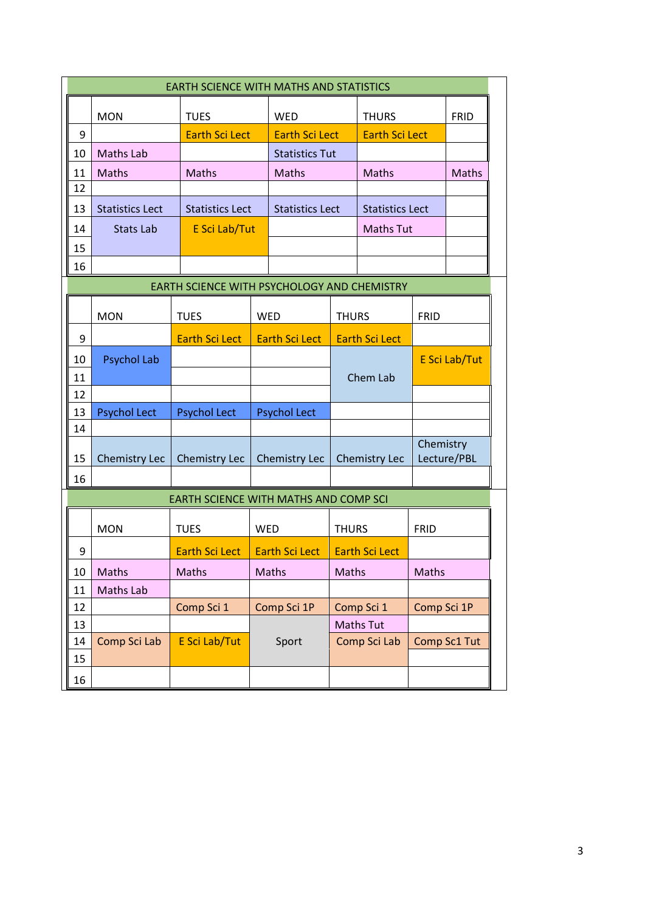## EARTH SCIENCE WITH MATHS AND STATISTICS

| | MON | TUES | WED | THURS | FRID |
|---|---|---|---|---|---|
| 9 | | Earth Sci Lect | Earth Sci Lect | Earth Sci Lect | |
| 10 | Maths Lab | | Statistics Tut | | |
| 11 | Maths | Maths | Maths | Maths | Maths |
| 12 | | | | | |
| 13 | Statistics Lect | Statistics Lect | Statistics Lect | Statistics Lect | |
| 14 | Stats Lab | E Sci Lab/Tut | | Maths Tut | |
| 15 | | | | | |
| 16 | | | | | |

## EARTH SCIENCE WITH PSYCHOLOGY AND CHEMISTRY

| | MON | TUES | WED | THURS | FRID |
|---|---|---|---|---|---|
| 9 | | Earth Sci Lect | Earth Sci Lect | Earth Sci Lect | |
| 10 | Psychol Lab | | | Chem Lab | E Sci Lab/Tut |
| 11 | | | | | |
| 12 | | | | | |
| 13 | Psychol Lect | Psychol Lect | Psychol Lect | | |
| 14 | | | | | |
| 15 | Chemistry Lec | Chemistry Lec | Chemistry Lec | Chemistry Lec | Chemistry Lecture/PBL |
| 16 | | | | | |

## EARTH SCIENCE WITH MATHS AND COMP SCI

| | MON | TUES | WED | THURS | FRID |
|---|---|---|---|---|---|
| 9 | | Earth Sci Lect | Earth Sci Lect | Earth Sci Lect | |
| 10 | Maths | Maths | Maths | Maths | Maths |
| 11 | Maths Lab | | | | |
| 12 | | Comp Sci 1 | Comp Sci 1P | Comp Sci 1 | Comp Sci 1P |
| 13 | | | Sport | Maths Tut | |
| 14 | Comp Sci Lab | E Sci Lab/Tut | | Comp Sci Lab | Comp Sc1 Tut |
| 15 | | | | | |
| 16 | | | | | |